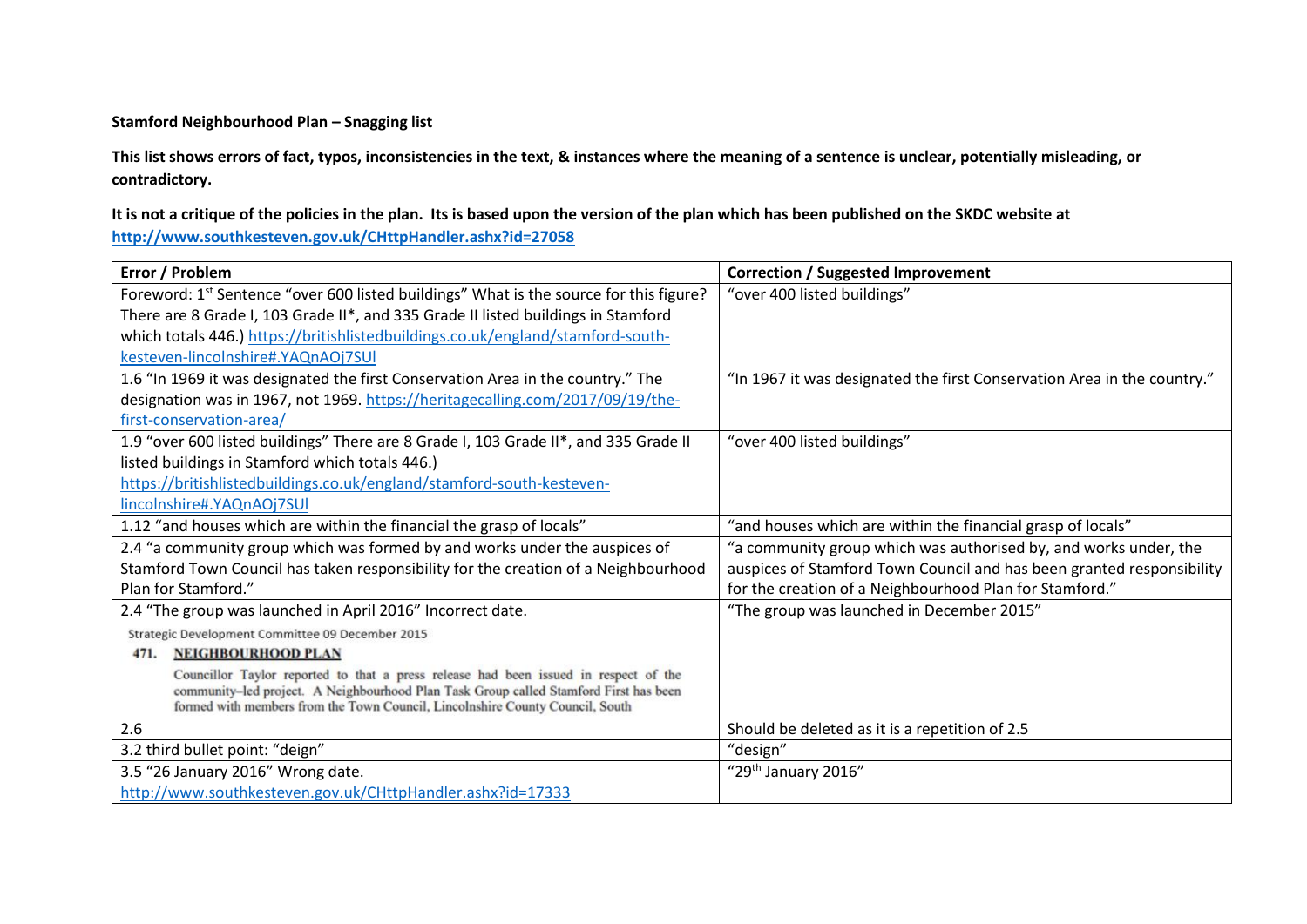**Stamford Neighbourhood Plan – Snagging list**

**This list shows errors of fact, typos, inconsistencies in the text, & instances where the meaning of a sentence is unclear, potentially misleading, or contradictory.**

**It is not a critique of the policies in the plan. Its is based upon the version of the plan which has been published on the SKDC website at [http://www.southkesteven.gov.uk/CHttpHandler.ashx?id=27058](http://www.southkesteven.gov.uk/CHttpHandler.ashx?id=27058)**

| Error / Problem | Correction / Suggested Improvement |
|---|---|
| Foreword: 1st Sentence "over 600 listed buildings" What is the source for this figure? There are 8 Grade I, 103 Grade II*, and 335 Grade II listed buildings in Stamford which totals 446.) https://britishlistedbuildings.co.uk/england/stamford-south-kesteven-lincolnshire#.YAQnAOj7SUl | "over 400 listed buildings" |
| 1.6 "In 1969 it was designated the first Conservation Area in the country." The designation was in 1967, not 1969. https://heritagecalling.com/2017/09/19/the-first-conservation-area/ | "In 1967 it was designated the first Conservation Area in the country." |
| 1.9 "over 600 listed buildings" There are 8 Grade I, 103 Grade II*, and 335 Grade II listed buildings in Stamford which totals 446.) https://britishlistedbuildings.co.uk/england/stamford-south-kesteven-lincolnshire#.YAQnAOj7SUl | "over 400 listed buildings" |
| 1.12 "and houses which are within the financial the grasp of locals" | "and houses which are within the financial grasp of locals" |
| 2.4 "a community group which was formed by and works under the auspices of Stamford Town Council has taken responsibility for the creation of a Neighbourhood Plan for Stamford." | "a community group which was authorised by, and works under, the auspices of Stamford Town Council and has been granted responsibility for the creation of a Neighbourhood Plan for Stamford." |
| 2.4 "The group was launched in April 2016" Incorrect date. Strategic Development Committee 09 December 2015 471. NEIGHBOURHOOD PLAN Councillor Taylor reported to that a press release had been issued in respect of the community–led project. A Neighbourhood Plan Task Group called Stamford First has been formed with members from the Town Council, Lincolnshire County Council, South | "The group was launched in December 2015" |
| 2.6 | Should be deleted as it is a repetition of 2.5 |
| 3.2 third bullet point: "deign" | "design" |
| 3.5 "26 January 2016" Wrong date. http://www.southkesteven.gov.uk/CHttpHandler.ashx?id=17333 | "29th January 2016" |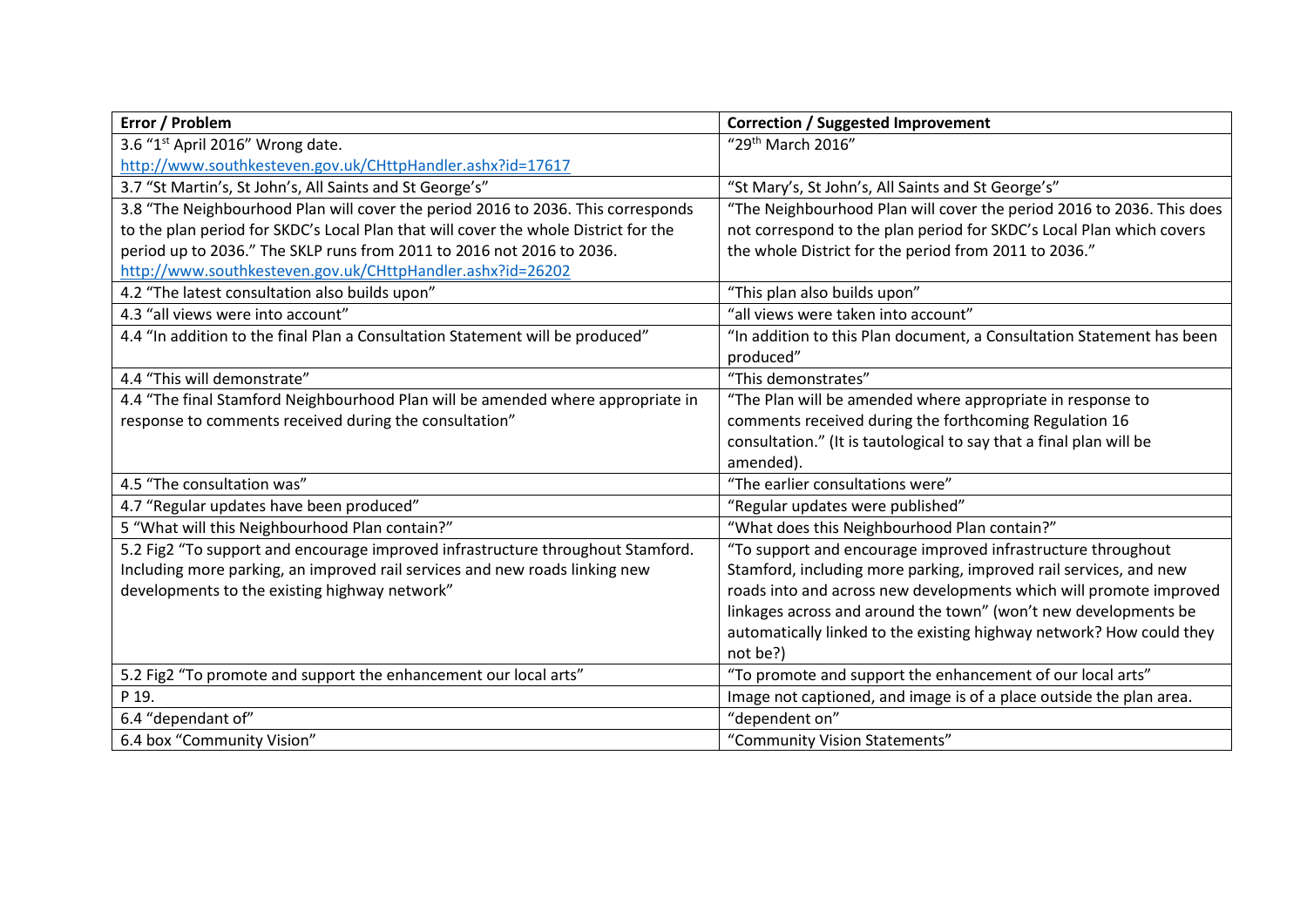| Error / Problem | Correction / Suggested Improvement |
|---|---|
| 3.6 "1st April 2016" Wrong date. http://www.southkesteven.gov.uk/CHttpHandler.ashx?id=17617 | "29th March 2016" |
| 3.7 "St Martin's, St John's, All Saints and St George's" | "St Mary's, St John's, All Saints and St George's" |
| 3.8 "The Neighbourhood Plan will cover the period 2016 to 2036. This corresponds to the plan period for SKDC's Local Plan that will cover the whole District for the period up to 2036." The SKLP runs from 2011 to 2016 not 2016 to 2036. http://www.southkesteven.gov.uk/CHttpHandler.ashx?id=26202 | "The Neighbourhood Plan will cover the period 2016 to 2036. This does not correspond to the plan period for SKDC's Local Plan which covers the whole District for the period from 2011 to 2036." |
| 4.2 "The latest consultation also builds upon" | "This plan also builds upon" |
| 4.3 "all views were into account" | "all views were taken into account" |
| 4.4 "In addition to the final Plan a Consultation Statement will be produced" | "In addition to this Plan document, a Consultation Statement has been produced" |
| 4.4 "This will demonstrate" | "This demonstrates" |
| 4.4 "The final Stamford Neighbourhood Plan will be amended where appropriate in response to comments received during the consultation" | "The Plan will be amended where appropriate in response to comments received during the forthcoming Regulation 16 consultation." (It is tautological to say that a final plan will be amended). |
| 4.5 "The consultation was" | "The earlier consultations were" |
| 4.7 "Regular updates have been produced" | "Regular updates were published" |
| 5 "What will this Neighbourhood Plan contain?" | "What does this Neighbourhood Plan contain?" |
| 5.2 Fig2 "To support and encourage improved infrastructure throughout Stamford. Including more parking, an improved rail services and new roads linking new developments to the existing highway network" | "To support and encourage improved infrastructure throughout Stamford, including more parking, improved rail services, and new roads into and across new developments which will promote improved linkages across and around the town" (won't new developments be automatically linked to the existing highway network? How could they not be?) |
| 5.2 Fig2 "To promote and support the enhancement our local arts" | "To promote and support the enhancement of our local arts" |
| P 19. | Image not captioned, and image is of a place outside the plan area. |
| 6.4 "dependant of" | "dependent on" |
| 6.4 box "Community Vision" | "Community Vision Statements" |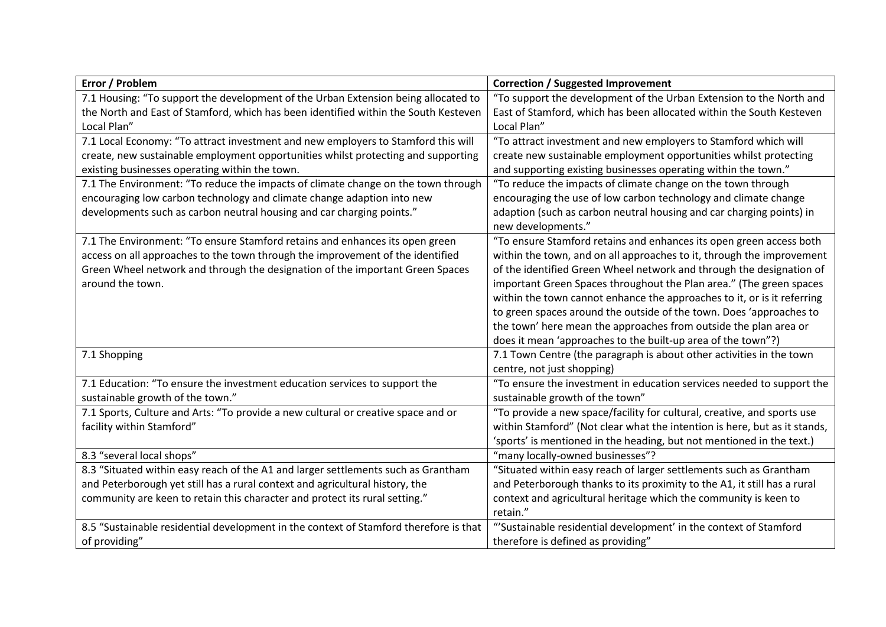| Error / Problem | Correction / Suggested Improvement |
|---|---|
| 7.1 Housing: "To support the development of the Urban Extension being allocated to the North and East of Stamford, which has been identified within the South Kesteven Local Plan" | "To support the development of the Urban Extension to the North and East of Stamford, which has been allocated within the South Kesteven Local Plan" |
| 7.1 Local Economy: "To attract investment and new employers to Stamford this will create, new sustainable employment opportunities whilst protecting and supporting existing businesses operating within the town. | "To attract investment and new employers to Stamford which will create new sustainable employment opportunities whilst protecting and supporting existing businesses operating within the town." |
| 7.1 The Environment: "To reduce the impacts of climate change on the town through encouraging low carbon technology and climate change adaption into new developments such as carbon neutral housing and car charging points." | "To reduce the impacts of climate change on the town through encouraging the use of low carbon technology and climate change adaption (such as carbon neutral housing and car charging points) in new developments." |
| 7.1 The Environment: "To ensure Stamford retains and enhances its open green access on all approaches to the town through the improvement of the identified Green Wheel network and through the designation of the important Green Spaces around the town. | "To ensure Stamford retains and enhances its open green access both within the town, and on all approaches to it, through the improvement of the identified Green Wheel network and through the designation of important Green Spaces throughout the Plan area." (The green spaces within the town cannot enhance the approaches to it, or is it referring to green spaces around the outside of the town. Does 'approaches to the town' here mean the approaches from outside the plan area or does it mean 'approaches to the built-up area of the town"?) |
| 7.1 Shopping | 7.1 Town Centre (the paragraph is about other activities in the town centre, not just shopping) |
| 7.1 Education: "To ensure the investment education services to support the sustainable growth of the town." | "To ensure the investment in education services needed to support the sustainable growth of the town" |
| 7.1 Sports, Culture and Arts: "To provide a new cultural or creative space and or facility within Stamford" | "To provide a new space/facility for cultural, creative, and sports use within Stamford" (Not clear what the intention is here, but as it stands, 'sports' is mentioned in the heading, but not mentioned in the text.) |
| 8.3 "several local shops" | "many locally-owned businesses"? |
| 8.3 "Situated within easy reach of the A1 and larger settlements such as Grantham and Peterborough yet still has a rural context and agricultural history, the community are keen to retain this character and protect its rural setting." | "Situated within easy reach of larger settlements such as Grantham and Peterborough thanks to its proximity to the A1, it still has a rural context and agricultural heritage which the community is keen to retain." |
| 8.5 "Sustainable residential development in the context of Stamford therefore is that of providing" | "'Sustainable residential development' in the context of Stamford therefore is defined as providing" |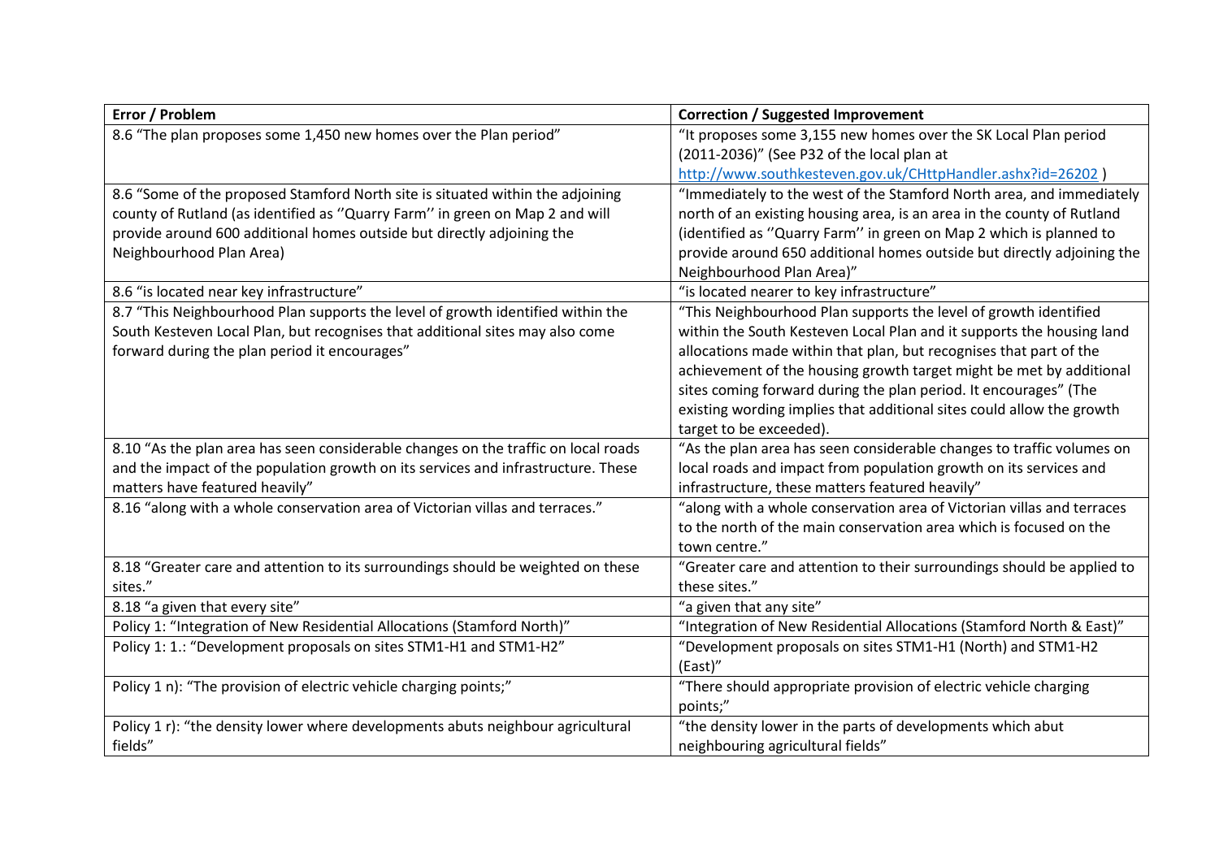| Error / Problem | Correction / Suggested Improvement |
|---|---|
| 8.6 "The plan proposes some 1,450 new homes over the Plan period" | "It proposes some 3,155 new homes over the SK Local Plan period (2011-2036)" (See P32 of the local plan at http://www.southkesteven.gov.uk/CHttpHandler.ashx?id=26202 ) |
| 8.6 "Some of the proposed Stamford North site is situated within the adjoining county of Rutland (as identified as ''Quarry Farm'' in green on Map 2 and will provide around 600 additional homes outside but directly adjoining the Neighbourhood Plan Area) | "Immediately to the west of the Stamford North area, and immediately north of an existing housing area, is an area in the county of Rutland (identified as ''Quarry Farm'' in green on Map 2 which is planned to provide around 650 additional homes outside but directly adjoining the Neighbourhood Plan Area)" |
| 8.6 "is located near key infrastructure" | "is located nearer to key infrastructure" |
| 8.7 "This Neighbourhood Plan supports the level of growth identified within the South Kesteven Local Plan, but recognises that additional sites may also come forward during the plan period it encourages" | "This Neighbourhood Plan supports the level of growth identified within the South Kesteven Local Plan and it supports the housing land allocations made within that plan, but recognises that part of the achievement of the housing growth target might be met by additional sites coming forward during the plan period. It encourages" (The existing wording implies that additional sites could allow the growth target to be exceeded). |
| 8.10 "As the plan area has seen considerable changes on the traffic on local roads and the impact of the population growth on its services and infrastructure. These matters have featured heavily" | "As the plan area has seen considerable changes to traffic volumes on local roads and impact from population growth on its services and infrastructure, these matters featured heavily" |
| 8.16 "along with a whole conservation area of Victorian villas and terraces." | "along with a whole conservation area of Victorian villas and terraces to the north of the main conservation area which is focused on the town centre." |
| 8.18 "Greater care and attention to its surroundings should be weighted on these sites." | "Greater care and attention to their surroundings should be applied to these sites." |
| 8.18 "a given that every site" | "a given that any site" |
| Policy 1: "Integration of New Residential Allocations (Stamford North)" | "Integration of New Residential Allocations (Stamford North & East)" |
| Policy 1: 1.: "Development proposals on sites STM1-H1 and STM1-H2" | "Development proposals on sites STM1-H1 (North) and STM1-H2 (East)" |
| Policy 1 n): "The provision of electric vehicle charging points;" | "There should appropriate provision of electric vehicle charging points;" |
| Policy 1 r): "the density lower where developments abuts neighbour agricultural fields" | "the density lower in the parts of developments which abut neighbouring agricultural fields" |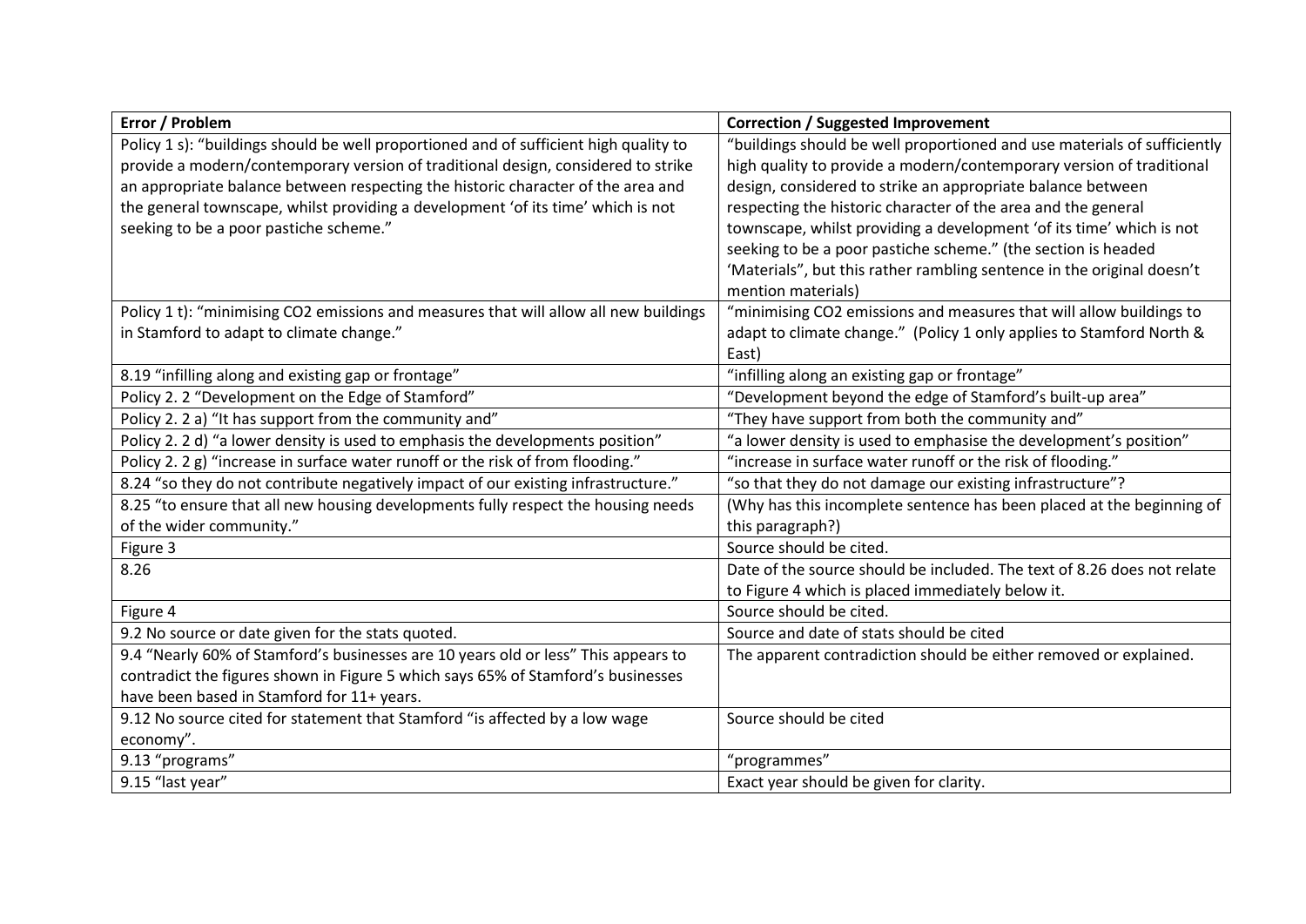| Error / Problem | Correction / Suggested Improvement |
|---|---|
| Policy 1 s): "buildings should be well proportioned and of sufficient high quality to provide a modern/contemporary version of traditional design, considered to strike an appropriate balance between respecting the historic character of the area and the general townscape, whilst providing a development 'of its time' which is not seeking to be a poor pastiche scheme." | "buildings should be well proportioned and use materials of sufficiently high quality to provide a modern/contemporary version of traditional design, considered to strike an appropriate balance between respecting the historic character of the area and the general townscape, whilst providing a development 'of its time' which is not seeking to be a poor pastiche scheme." (the section is headed 'Materials", but this rather rambling sentence in the original doesn't mention materials) |
| Policy 1 t): "minimising CO2 emissions and measures that will allow all new buildings in Stamford to adapt to climate change." | "minimising CO2 emissions and measures that will allow buildings to adapt to climate change." (Policy 1 only applies to Stamford North & East) |
| 8.19 "infilling along and existing gap or frontage" | "infilling along an existing gap or frontage" |
| Policy 2. 2 "Development on the Edge of Stamford" | "Development beyond the edge of Stamford's built-up area" |
| Policy 2. 2 a) "It has support from the community and" | "They have support from both the community and" |
| Policy 2. 2 d) "a lower density is used to emphasis the developments position" | "a lower density is used to emphasise the development's position" |
| Policy 2. 2 g) "increase in surface water runoff or the risk of from flooding." | "increase in surface water runoff or the risk of flooding." |
| 8.24 "so they do not contribute negatively impact of our existing infrastructure." | "so that they do not damage our existing infrastructure"? |
| 8.25 "to ensure that all new housing developments fully respect the housing needs of the wider community." | (Why has this incomplete sentence has been placed at the beginning of this paragraph?) |
| Figure 3 | Source should be cited. |
| 8.26 | Date of the source should be included. The text of 8.26 does not relate to Figure 4 which is placed immediately below it. |
| Figure 4 | Source should be cited. |
| 9.2 No source or date given for the stats quoted. | Source and date of stats should be cited |
| 9.4 "Nearly 60% of Stamford's businesses are 10 years old or less" This appears to contradict the figures shown in Figure 5 which says 65% of Stamford's businesses have been based in Stamford for 11+ years. | The apparent contradiction should be either removed or explained. |
| 9.12 No source cited for statement that Stamford "is affected by a low wage economy". | Source should be cited |
| 9.13 "programs" | "programmes" |
| 9.15 "last year" | Exact year should be given for clarity. |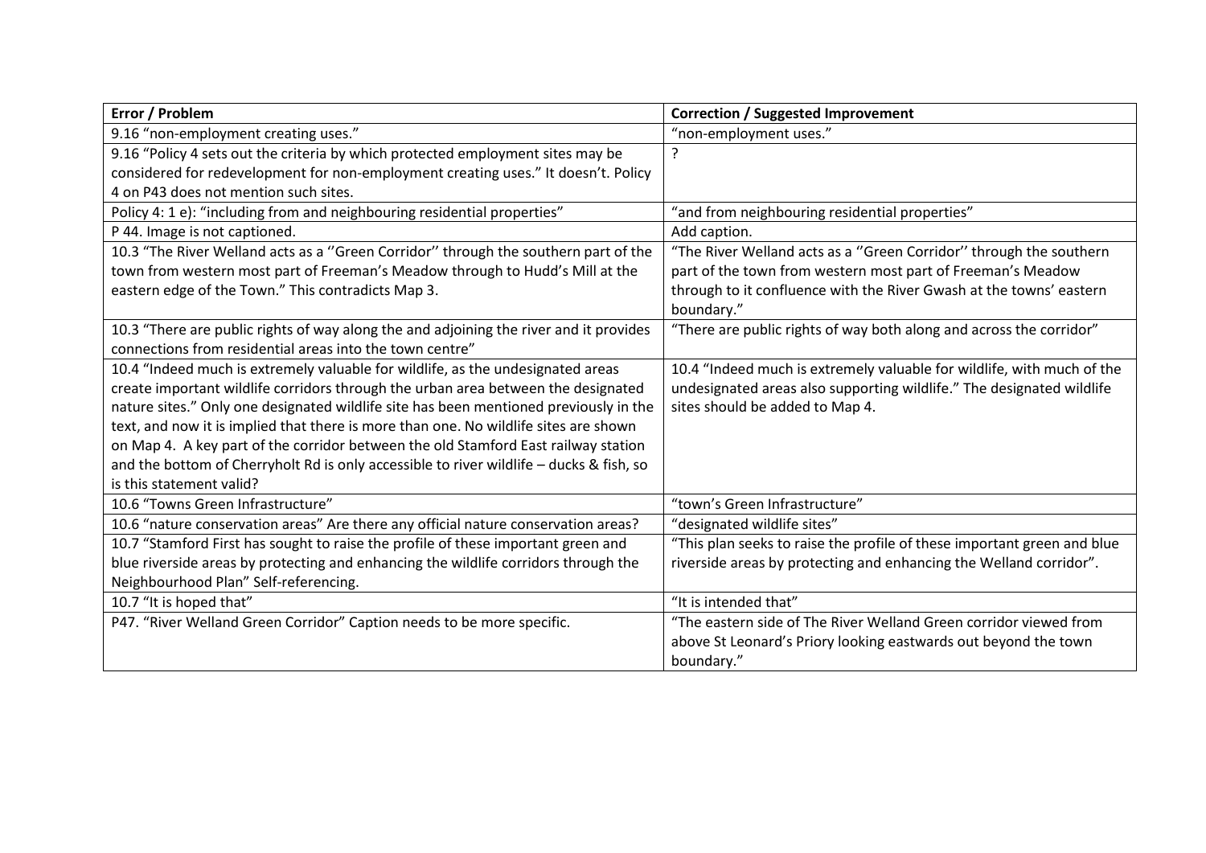| Error / Problem | Correction / Suggested Improvement |
|---|---|
| 9.16 "non-employment creating uses." | "non-employment uses." |
| 9.16 "Policy 4 sets out the criteria by which protected employment sites may be considered for redevelopment for non-employment creating uses." It doesn't. Policy 4 on P43 does not mention such sites. | ? |
| Policy 4: 1 e): "including from and neighbouring residential properties" | "and from neighbouring residential properties" |
| P 44. Image is not captioned. | Add caption. |
| 10.3 "The River Welland acts as a ''Green Corridor'' through the southern part of the town from western most part of Freeman's Meadow through to Hudd's Mill at the eastern edge of the Town." This contradicts Map 3. | "The River Welland acts as a ''Green Corridor'' through the southern part of the town from western most part of Freeman's Meadow through to it confluence with the River Gwash at the towns' eastern boundary." |
| 10.3 "There are public rights of way along the and adjoining the river and it provides connections from residential areas into the town centre" | "There are public rights of way both along and across the corridor" |
| 10.4 "Indeed much is extremely valuable for wildlife, as the undesignated areas create important wildlife corridors through the urban area between the designated nature sites." Only one designated wildlife site has been mentioned previously in the text, and now it is implied that there is more than one. No wildlife sites are shown on Map 4. A key part of the corridor between the old Stamford East railway station and the bottom of Cherryholt Rd is only accessible to river wildlife – ducks & fish, so is this statement valid? | 10.4 "Indeed much is extremely valuable for wildlife, with much of the undesignated areas also supporting wildlife." The designated wildlife sites should be added to Map 4. |
| 10.6 "Towns Green Infrastructure" | "town's Green Infrastructure" |
| 10.6 "nature conservation areas" Are there any official nature conservation areas? | "designated wildlife sites" |
| 10.7 "Stamford First has sought to raise the profile of these important green and blue riverside areas by protecting and enhancing the wildlife corridors through the Neighbourhood Plan" Self-referencing. | "This plan seeks to raise the profile of these important green and blue riverside areas by protecting and enhancing the Welland corridor". |
| 10.7 "It is hoped that" | "It is intended that" |
| P47. "River Welland Green Corridor" Caption needs to be more specific. | "The eastern side of The River Welland Green corridor viewed from above St Leonard's Priory looking eastwards out beyond the town boundary." |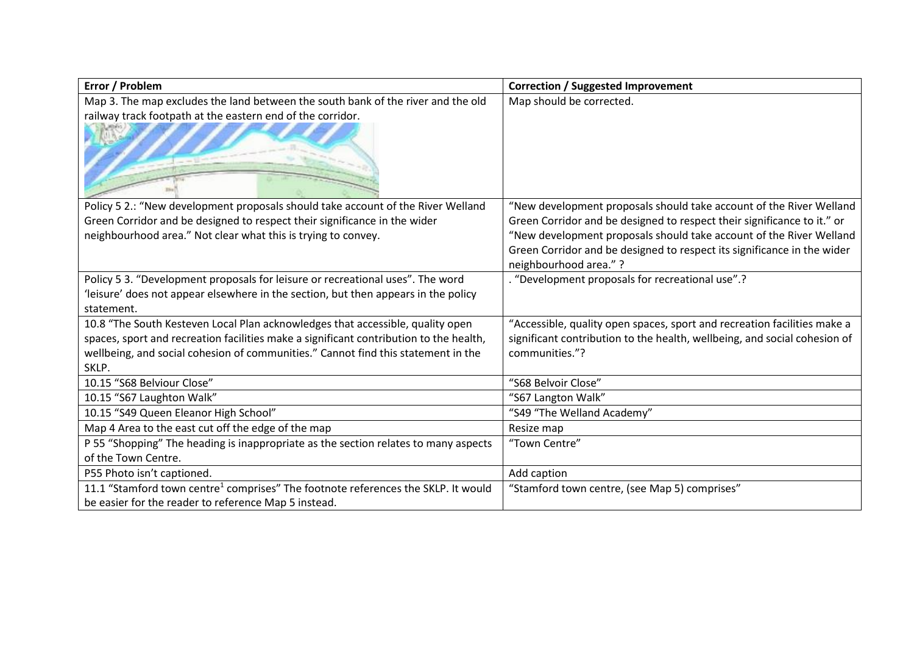| Error / Problem | Correction / Suggested Improvement |
| --- | --- |
| Map 3. The map excludes the land between the south bank of the river and the old railway track footpath at the eastern end of the corridor. | Map should be corrected. |
| Policy 5 2.: "New development proposals should take account of the River Welland Green Corridor and be designed to respect their significance in the wider neighbourhood area." Not clear what this is trying to convey. | "New development proposals should take account of the River Welland Green Corridor and be designed to respect their significance to it." or "New development proposals should take account of the River Welland Green Corridor and be designed to respect its significance in the wider neighbourhood area." ? |
| Policy 5 3. "Development proposals for leisure or recreational uses". The word 'leisure' does not appear elsewhere in the section, but then appears in the policy statement. | . "Development proposals for recreational use".? |
| 10.8 "The South Kesteven Local Plan acknowledges that accessible, quality open spaces, sport and recreation facilities make a significant contribution to the health, wellbeing, and social cohesion of communities." Cannot find this statement in the SKLP. | "Accessible, quality open spaces, sport and recreation facilities make a significant contribution to the health, wellbeing, and social cohesion of communities."? |
| 10.15 "S68 Belviour Close" | "S68 Belvoir Close" |
| 10.15 "S67 Laughton Walk" | "S67 Langton Walk" |
| 10.15 "S49 Queen Eleanor High School" | "S49 "The Welland Academy" |
| Map 4 Area to the east cut off the edge of the map | Resize map |
| P 55 "Shopping" The heading is inappropriate as the section relates to many aspects of the Town Centre. | "Town Centre" |
| P55 Photo isn't captioned. | Add caption |
| 11.1 "Stamford town centre[1] comprises" The footnote references the SKLP. It would be easier for the reader to reference Map 5 instead. | "Stamford town centre, (see Map 5) comprises" |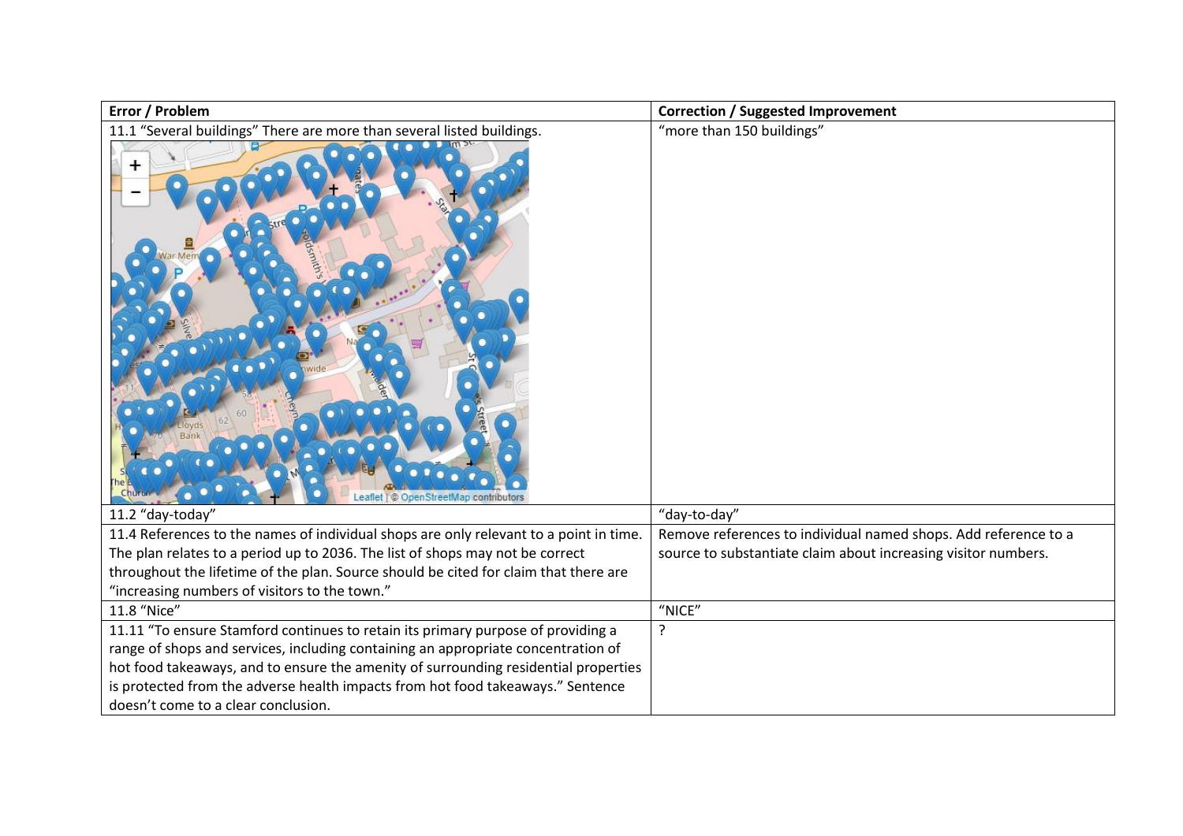| Error / Problem | Correction / Suggested Improvement |
|---|---|
| 11.1 "Several buildings" There are more than several listed buildings. | "more than 150 buildings" |
| 11.2 "day-today" | "day-to-day" |
| 11.4 References to the names of individual shops are only relevant to a point in time. The plan relates to a period up to 2036. The list of shops may not be correct throughout the lifetime of the plan. Source should be cited for claim that there are "increasing numbers of visitors to the town." | Remove references to individual named shops. Add reference to a source to substantiate claim about increasing visitor numbers. |
| 11.8 "Nice" | "NICE" |
| 11.11 "To ensure Stamford continues to retain its primary purpose of providing a range of shops and services, including containing an appropriate concentration of hot food takeaways, and to ensure the amenity of surrounding residential properties is protected from the adverse health impacts from hot food takeaways." Sentence doesn't come to a clear conclusion. | ? |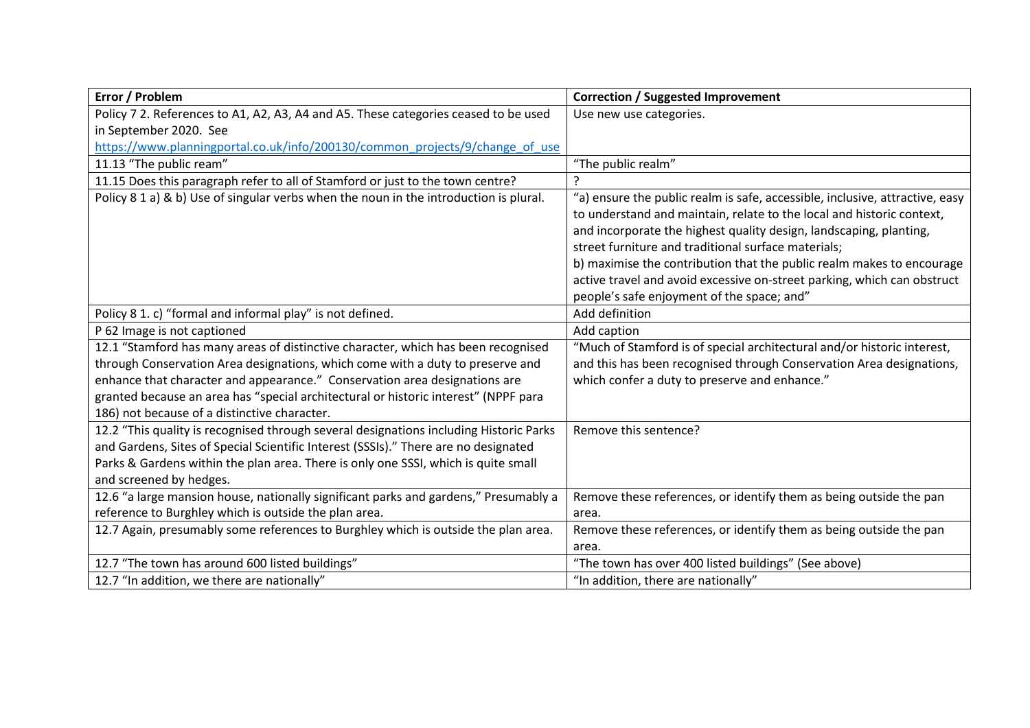| Error / Problem | Correction / Suggested Improvement |
|---|---|
| Policy 7 2. References to A1, A2, A3, A4 and A5. These categories ceased to be used in September 2020. See https://www.planningportal.co.uk/info/200130/common_projects/9/change_of_use | Use new use categories. |
| 11.13 "The public ream" | "The public realm" |
| 11.15 Does this paragraph refer to all of Stamford or just to the town centre? | ? |
| Policy 8 1 a) & b) Use of singular verbs when the noun in the introduction is plural. | "a) ensure the public realm is safe, accessible, inclusive, attractive, easy to understand and maintain, relate to the local and historic context, and incorporate the highest quality design, landscaping, planting, street furniture and traditional surface materials; b) maximise the contribution that the public realm makes to encourage active travel and avoid excessive on-street parking, which can obstruct people's safe enjoyment of the space; and" |
| Policy 8 1. c) "formal and informal play" is not defined. | Add definition |
| P 62 Image is not captioned | Add caption |
| 12.1 "Stamford has many areas of distinctive character, which has been recognised through Conservation Area designations, which come with a duty to preserve and enhance that character and appearance." Conservation area designations are granted because an area has "special architectural or historic interest" (NPPF para 186) not because of a distinctive character. | "Much of Stamford is of special architectural and/or historic interest, and this has been recognised through Conservation Area designations, which confer a duty to preserve and enhance." |
| 12.2 "This quality is recognised through several designations including Historic Parks and Gardens, Sites of Special Scientific Interest (SSSIs)." There are no designated Parks & Gardens within the plan area. There is only one SSSI, which is quite small and screened by hedges. | Remove this sentence? |
| 12.6 "a large mansion house, nationally significant parks and gardens," Presumably a reference to Burghley which is outside the plan area. | Remove these references, or identify them as being outside the pan area. |
| 12.7 Again, presumably some references to Burghley which is outside the plan area. | Remove these references, or identify them as being outside the pan area. |
| 12.7 "The town has around 600 listed buildings" | "The town has over 400 listed buildings" (See above) |
| 12.7 "In addition, we there are nationally" | "In addition, there are nationally" |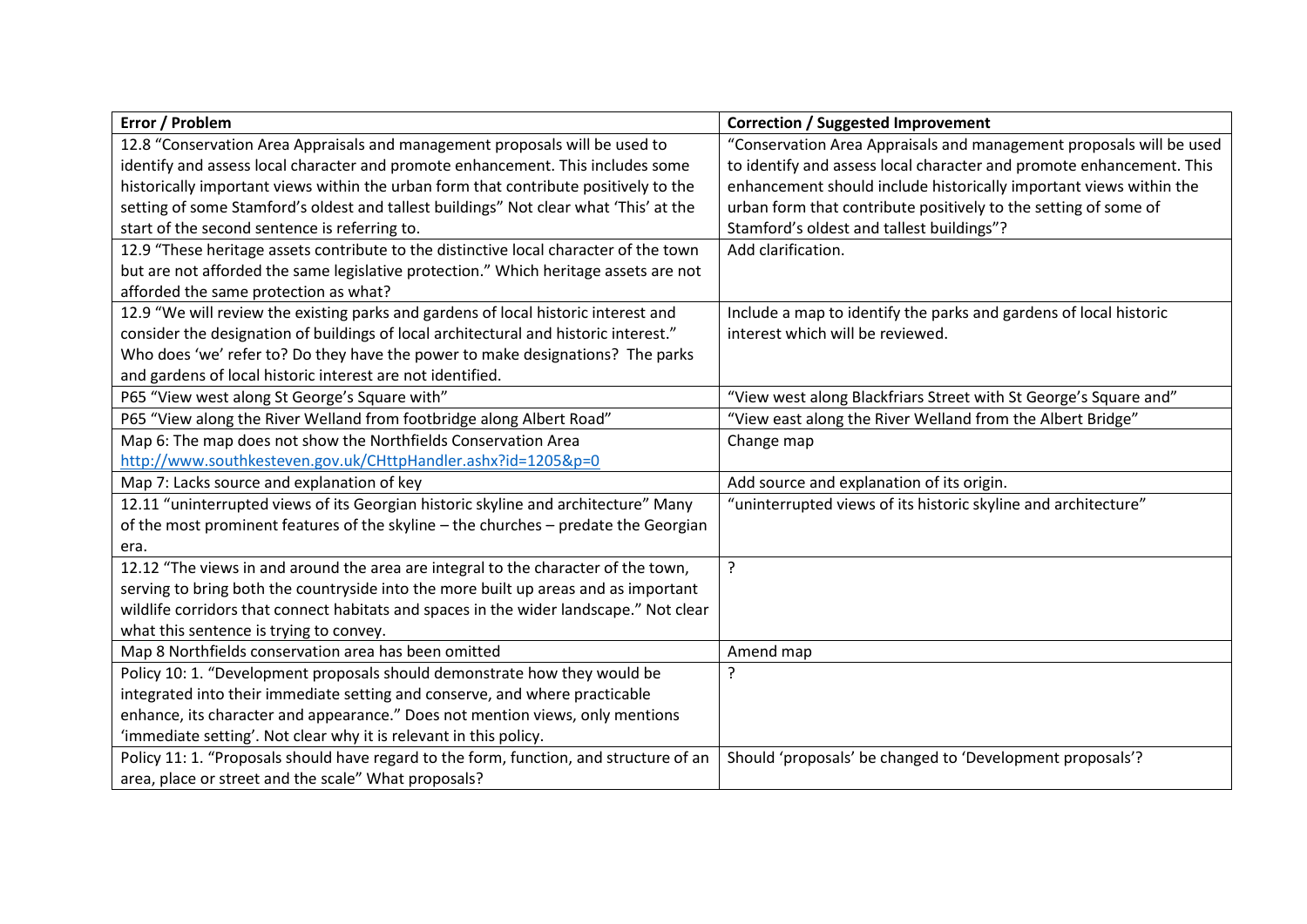| Error / Problem | Correction / Suggested Improvement |
|---|---|
| 12.8 “Conservation Area Appraisals and management proposals will be used to identify and assess local character and promote enhancement. This includes some historically important views within the urban form that contribute positively to the setting of some Stamford’s oldest and tallest buildings” Not clear what ‘This’ at the start of the second sentence is referring to. | “Conservation Area Appraisals and management proposals will be used to identify and assess local character and promote enhancement. This enhancement should include historically important views within the urban form that contribute positively to the setting of some of Stamford’s oldest and tallest buildings”? |
| 12.9 “These heritage assets contribute to the distinctive local character of the town but are not afforded the same legislative protection.” Which heritage assets are not afforded the same protection as what? | Add clarification. |
| 12.9 “We will review the existing parks and gardens of local historic interest and consider the designation of buildings of local architectural and historic interest.” Who does ‘we’ refer to? Do they have the power to make designations? The parks and gardens of local historic interest are not identified. | Include a map to identify the parks and gardens of local historic interest which will be reviewed. |
| P65 “View west along St George’s Square with” | “View west along Blackfriars Street with St George’s Square and” |
| P65 “View along the River Welland from footbridge along Albert Road” | “View east along the River Welland from the Albert Bridge” |
| Map 6: The map does not show the Northfields Conservation Area http://www.southkesteven.gov.uk/CHttpHandler.ashx?id=1205&p=0 | Change map |
| Map 7: Lacks source and explanation of key | Add source and explanation of its origin. |
| 12.11 “uninterrupted views of its Georgian historic skyline and architecture” Many of the most prominent features of the skyline – the churches – predate the Georgian era. | “uninterrupted views of its historic skyline and architecture” |
| 12.12 “The views in and around the area are integral to the character of the town, serving to bring both the countryside into the more built up areas and as important wildlife corridors that connect habitats and spaces in the wider landscape.” Not clear what this sentence is trying to convey. | ? |
| Map 8 Northfields conservation area has been omitted | Amend map |
| Policy 10: 1. “Development proposals should demonstrate how they would be integrated into their immediate setting and conserve, and where practicable enhance, its character and appearance.” Does not mention views, only mentions ‘immediate setting’. Not clear why it is relevant in this policy. | ? |
| Policy 11: 1. “Proposals should have regard to the form, function, and structure of an area, place or street and the scale” What proposals? | Should ‘proposals’ be changed to ‘Development proposals’? |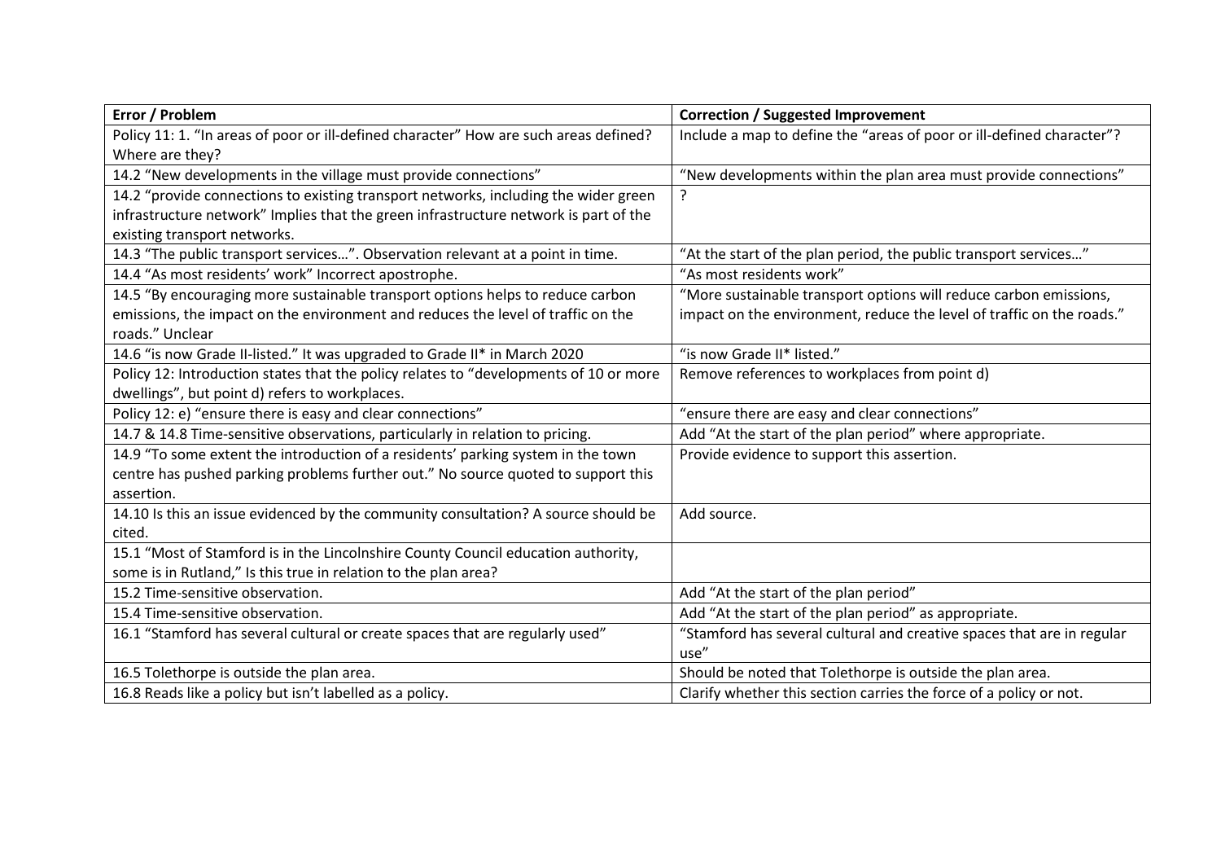| Error / Problem | Correction / Suggested Improvement |
|---|---|
| Policy 11: 1. "In areas of poor or ill-defined character" How are such areas defined? Where are they? | Include a map to define the "areas of poor or ill-defined character"? |
| 14.2 "New developments in the village must provide connections" | "New developments within the plan area must provide connections" |
| 14.2 "provide connections to existing transport networks, including the wider green infrastructure network" Implies that the green infrastructure network is part of the existing transport networks. | ? |
| 14.3 "The public transport services…". Observation relevant at a point in time. | "At the start of the plan period, the public transport services…" |
| 14.4 "As most residents' work" Incorrect apostrophe. | "As most residents work" |
| 14.5 "By encouraging more sustainable transport options helps to reduce carbon emissions, the impact on the environment and reduces the level of traffic on the roads." Unclear | "More sustainable transport options will reduce carbon emissions, impact on the environment, reduce the level of traffic on the roads." |
| 14.6 "is now Grade II-listed." It was upgraded to Grade II* in March 2020 | "is now Grade II* listed." |
| Policy 12: Introduction states that the policy relates to "developments of 10 or more dwellings", but point d) refers to workplaces. | Remove references to workplaces from point d) |
| Policy 12: e) "ensure there is easy and clear connections" | "ensure there are easy and clear connections" |
| 14.7 & 14.8 Time-sensitive observations, particularly in relation to pricing. | Add "At the start of the plan period" where appropriate. |
| 14.9 "To some extent the introduction of a residents' parking system in the town centre has pushed parking problems further out." No source quoted to support this assertion. | Provide evidence to support this assertion. |
| 14.10 Is this an issue evidenced by the community consultation? A source should be cited. | Add source. |
| 15.1 "Most of Stamford is in the Lincolnshire County Council education authority, some is in Rutland," Is this true in relation to the plan area? | |
| 15.2 Time-sensitive observation. | Add "At the start of the plan period" |
| 15.4 Time-sensitive observation. | Add "At the start of the plan period" as appropriate. |
| 16.1 "Stamford has several cultural or create spaces that are regularly used" | "Stamford has several cultural and creative spaces that are in regular use" |
| 16.5 Tolethorpe is outside the plan area. | Should be noted that Tolethorpe is outside the plan area. |
| 16.8 Reads like a policy but isn't labelled as a policy. | Clarify whether this section carries the force of a policy or not. |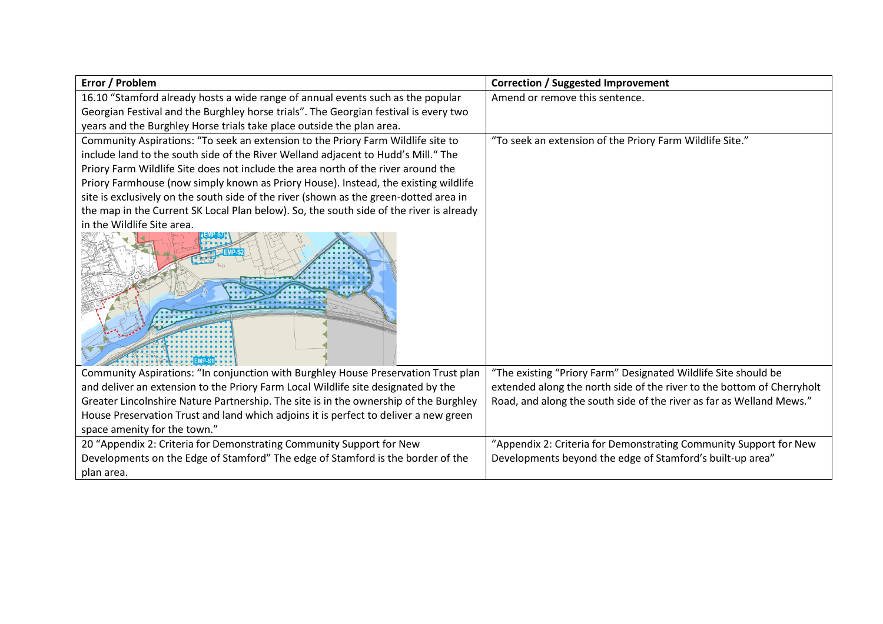| Error / Problem | Correction / Suggested Improvement |
|---|---|
| 16.10 "Stamford already hosts a wide range of annual events such as the popular Georgian Festival and the Burghley horse trials". The Georgian festival is every two years and the Burghley Horse trials take place outside the plan area. | Amend or remove this sentence. |
| Community Aspirations: "To seek an extension to the Priory Farm Wildlife site to include land to the south side of the River Welland adjacent to Hudd's Mill." The Priory Farm Wildlife Site does not include the area north of the river around the Priory Farmhouse (now simply known as Priory House). Instead, the existing wildlife site is exclusively on the south side of the river (shown as the green-dotted area in the map in the Current SK Local Plan below). So, the south side of the river is already in the Wildlife Site area. EMP-S7 EMP-S2 EMP-S1 | "To seek an extension of the Priory Farm Wildlife Site." |
| Community Aspirations: "In conjunction with Burghley House Preservation Trust plan and deliver an extension to the Priory Farm Local Wildlife site designated by the Greater Lincolnshire Nature Partnership. The site is in the ownership of the Burghley House Preservation Trust and land which adjoins it is perfect to deliver a new green space amenity for the town." | "The existing "Priory Farm" Designated Wildlife Site should be extended along the north side of the river to the bottom of Cherryholt Road, and along the south side of the river as far as Welland Mews." |
| 20 "Appendix 2: Criteria for Demonstrating Community Support for New Developments on the Edge of Stamford" The edge of Stamford is the border of the plan area. | "Appendix 2: Criteria for Demonstrating Community Support for New Developments beyond the edge of Stamford's built-up area" |